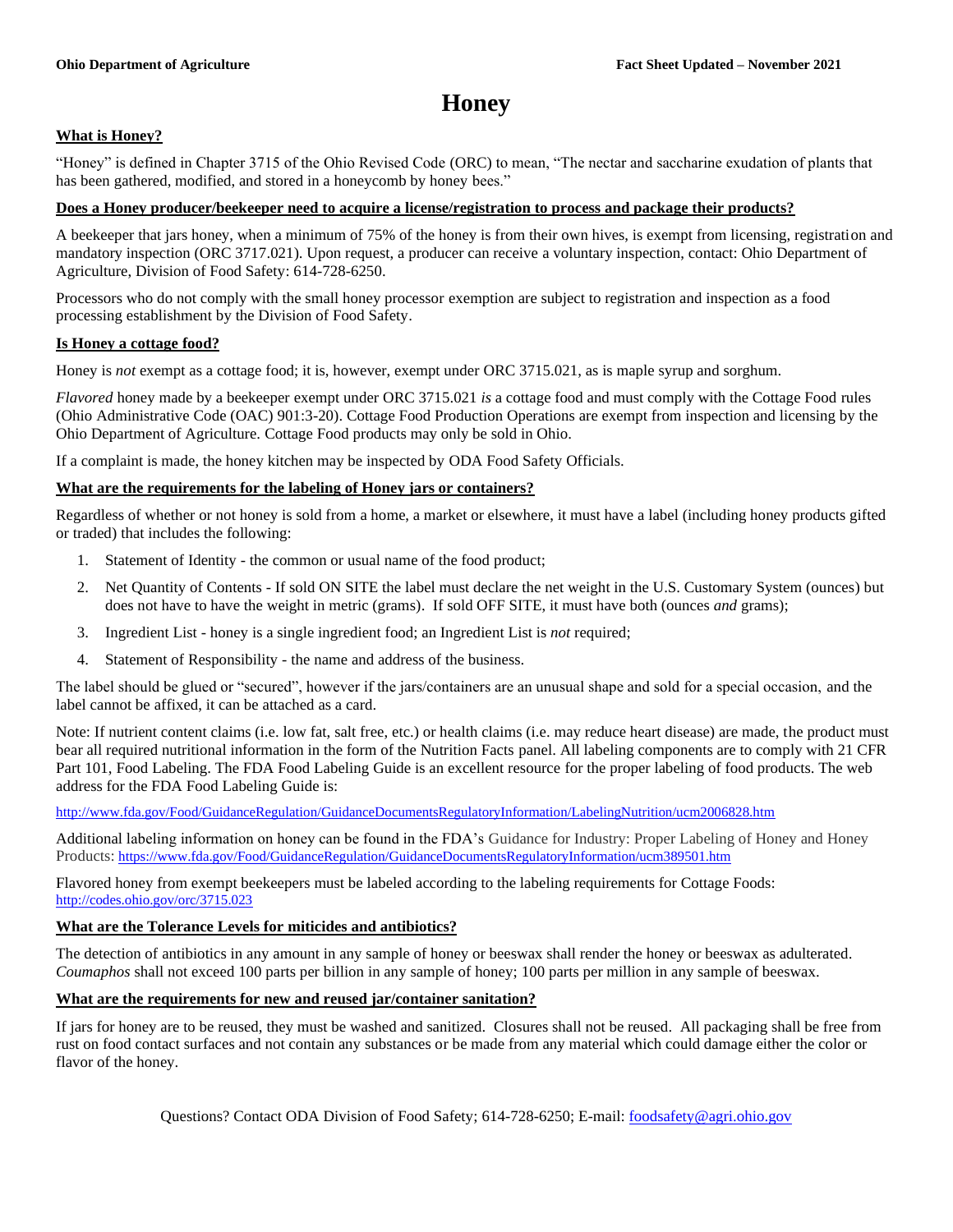# Honey

## What is Honey?

"Honey" is defined in Chapter 3715 of the Ohio Revised Code (ORC) to mean, "The nectar and saccharine exudation of plants that has been gathered, modified, and stored in a honeycomb by honey bees."

## Does a Honey producer/beekeeper need to acquire a license/registration to process and package their products?

A beekeeper that jars honey, when a minimum of 75% of the honey is from their own hives, is exempt from licensing, registration and mandatory inspection (ORC 3717.021). Upon request, a producer can receive a voluntary inspection, contact: Ohio Department of Agriculture, Division of Food Safety: 614-728-6250.

Processors who do not comply with the small honey processor exemption are subject to registration and inspection as a food processing establishment by the Division of Food Safety.

## Is Honey a cottage food?

Honey is *not* exempt as a cottage food; it is, however, exempt under ORC 3715.021, as is maple syrup and sorghum.

*Flavored* honey made by a beekeeper exempt under ORC 3715.021 *is* a cottage food and must comply with the Cottage Food rules (Ohio Administrative Code (OAC) 901:3-20). Cottage Food Production Operations are exempt from inspection and licensing by the Ohio Department of Agriculture. Cottage Food products may only be sold in Ohio.

If a complaint is made, the honey kitchen may be inspected by ODA Food Safety Officials.

## What are the requirements for the labeling of Honey jars or containers?

Regardless of whether or not honey is sold from a home, a market or elsewhere, it must have a label (including honey products gifted or traded) that includes the following:

1. Statement of Identity - the common or usual name of the food product;
2. Net Quantity of Contents - If sold ON SITE the label must declare the net weight in the U.S. Customary System (ounces) but does not have to have the weight in metric (grams). If sold OFF SITE, it must have both (ounces *and* grams);
3. Ingredient List - honey is a single ingredient food; an Ingredient List is *not* required;
4. Statement of Responsibility - the name and address of the business.

The label should be glued or "secured", however if the jars/containers are an unusual shape and sold for a special occasion, and the label cannot be affixed, it can be attached as a card.

Note: If nutrient content claims (i.e. low fat, salt free, etc.) or health claims (i.e. may reduce heart disease) are made, the product must bear all required nutritional information in the form of the Nutrition Facts panel. All labeling components are to comply with 21 CFR Part 101, Food Labeling. The FDA Food Labeling Guide is an excellent resource for the proper labeling of food products. The web address for the FDA Food Labeling Guide is:

http://www.fda.gov/Food/GuidanceRegulation/GuidanceDocumentsRegulatoryInformation/LabelingNutrition/ucm2006828.htm

Additional labeling information on honey can be found in the FDA's Guidance for Industry: Proper Labeling of Honey and Honey Products: https://www.fda.gov/Food/GuidanceRegulation/GuidanceDocumentsRegulatoryInformation/ucm389501.htm

Flavored honey from exempt beekeepers must be labeled according to the labeling requirements for Cottage Foods: http://codes.ohio.gov/orc/3715.023

## What are the Tolerance Levels for miticides and antibiotics?

The detection of antibiotics in any amount in any sample of honey or beeswax shall render the honey or beeswax as adulterated. *Coumaphos* shall not exceed 100 parts per billion in any sample of honey; 100 parts per million in any sample of beeswax.

## What are the requirements for new and reused jar/container sanitation?

If jars for honey are to be reused, they must be washed and sanitized. Closures shall not be reused. All packaging shall be free from rust on food contact surfaces and not contain any substances or be made from any material which could damage either the color or flavor of the honey.

Questions? Contact ODA Division of Food Safety; 614-728-6250; E-mail: foodsafety@agri.ohio.gov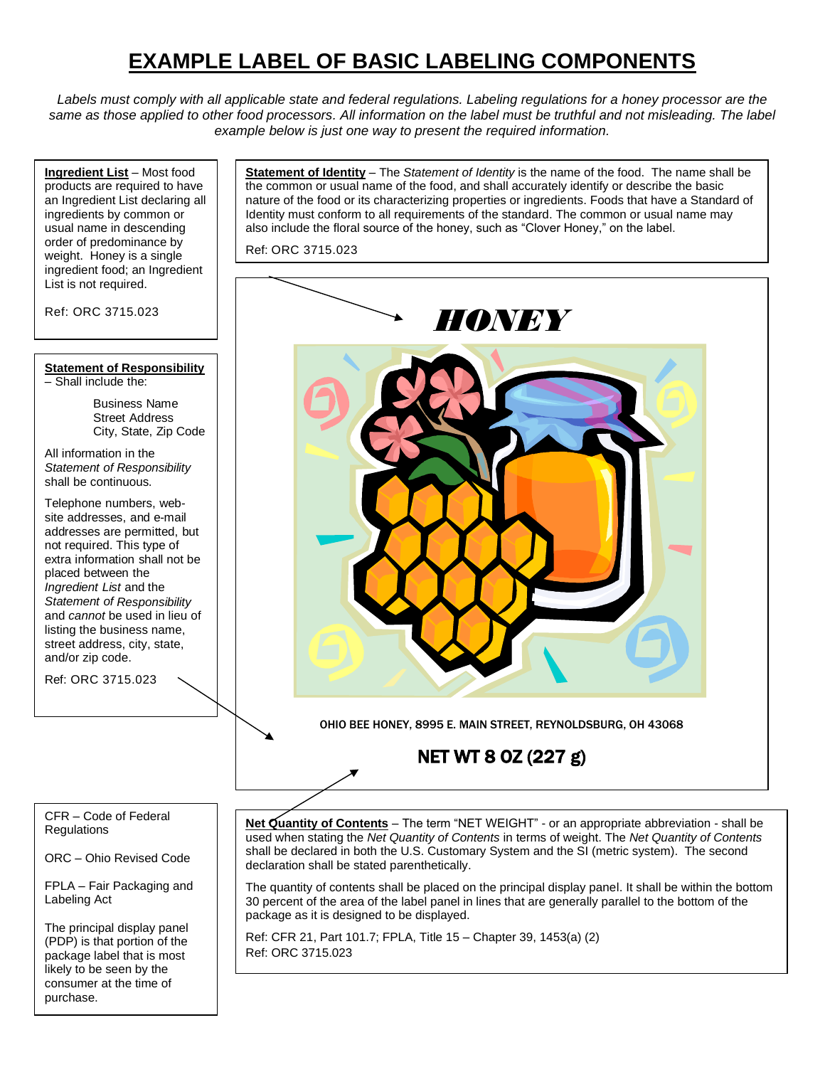# EXAMPLE LABEL OF BASIC LABELING COMPONENTS

*Labels must comply with all applicable state and federal regulations. Labeling regulations for a honey processor are the same as those applied to other food processors. All information on the label must be truthful and not misleading. The label example below is just one way to present the required information.*

**Ingredient List** – Most food products are required to have an Ingredient List declaring all ingredients by common or usual name in descending order of predominance by weight. Honey is a single ingredient food; an Ingredient List is not required.

Ref: ORC 3715.023

**Statement of Identity** – The *Statement of Identity* is the name of the food. The name shall be the common or usual name of the food, and shall accurately identify or describe the basic nature of the food or its characterizing properties or ingredients. Foods that have a Standard of Identity must conform to all requirements of the standard. The common or usual name may also include the floral source of the honey, such as "Clover Honey," on the label.

Ref: ORC 3715.023

**Statement of Responsibility** – Shall include the:

Business Name
Street Address
City, State, Zip Code

All information in the *Statement of Responsibility* shall be continuous.

Telephone numbers, web-site addresses, and e-mail addresses are permitted, but not required. This type of extra information shall not be placed between the *Ingredient List* and the *Statement of Responsibility* and *cannot* be used in lieu of listing the business name, street address, city, state, and/or zip code.

Ref: ORC 3715.023

*HONEY*

OHIO BEE HONEY, 8995 E. MAIN STREET, REYNOLDSBURG, OH 43068

NET WT 8 OZ (227 g)

CFR – Code of Federal Regulations

ORC – Ohio Revised Code

FPLA – Fair Packaging and Labeling Act

The principal display panel (PDP) is that portion of the package label that is most likely to be seen by the consumer at the time of purchase.

**Net Quantity of Contents** – The term "NET WEIGHT" - or an appropriate abbreviation - shall be used when stating the *Net Quantity of Contents* in terms of weight. The *Net Quantity of Contents* shall be declared in both the U.S. Customary System and the SI (metric system). The second declaration shall be stated parenthetically.

The quantity of contents shall be placed on the principal display panel. It shall be within the bottom 30 percent of the area of the label panel in lines that are generally parallel to the bottom of the package as it is designed to be displayed.

Ref: CFR 21, Part 101.7; FPLA, Title 15 – Chapter 39, 1453(a) (2)
Ref: ORC 3715.023